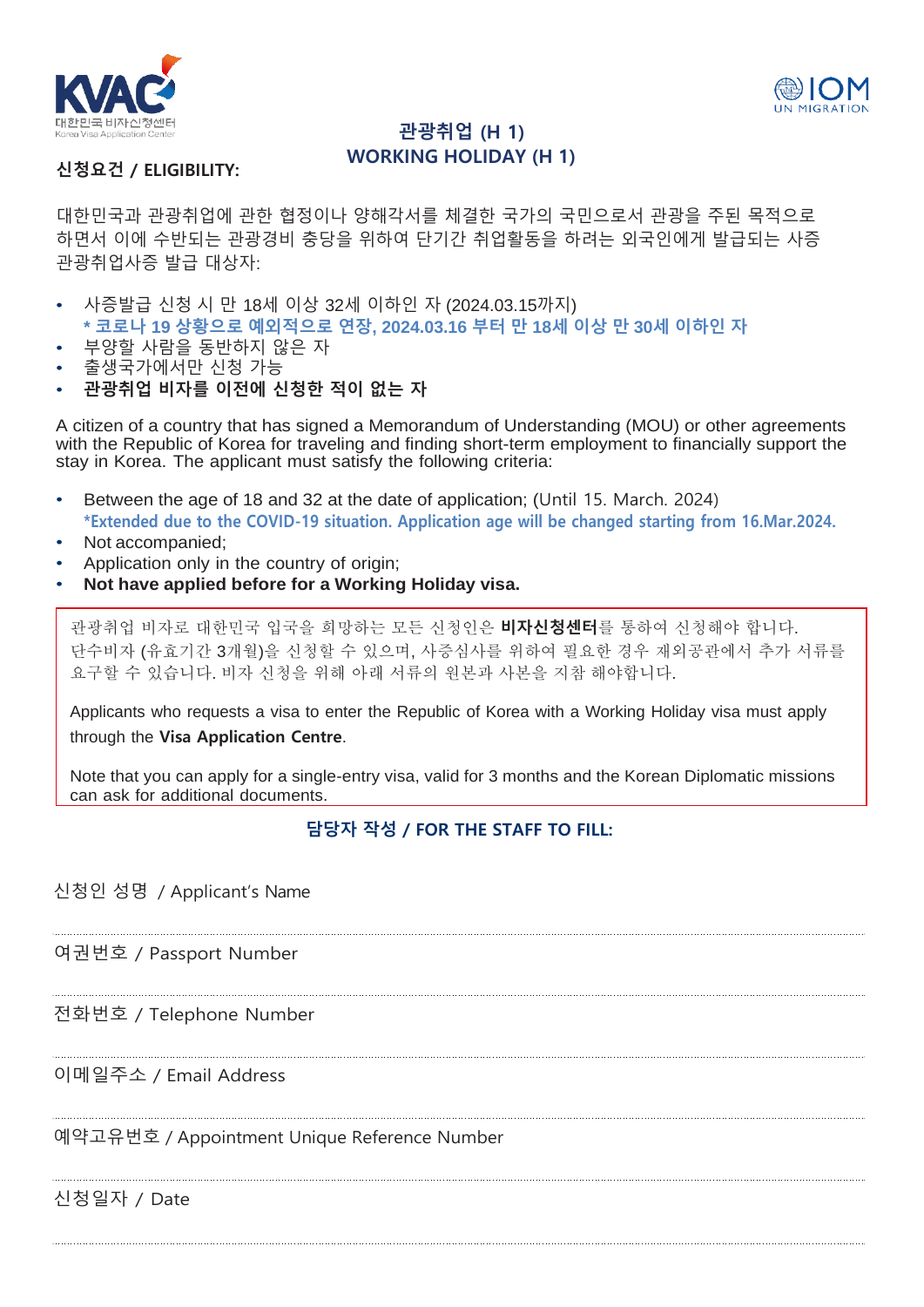# 관광취업 (H 1)
# WORKING HOLIDAY (H 1)

## 신청요건 / ELIGIBILITY:

대한민국과 관광취업에 관한 협정이나 양해각서를 체결한 국가의 국민으로서 관광을 주된 목적으로 하면서 이에 수반되는 관광경비 충당을 위하여 단기간 취업활동을 하려는 외국인에게 발급되는 사증 관광취업사증 발급 대상자:

- 사증발급 신청 시 만 18세 이상 32세 이하인 자 (2024.03.15까지)
  **\* 코로나 19 상황으로 예외적으로 연장, 2024.03.16 부터 만 18세 이상 만 30세 이하인 자**
- 부양할 사람을 동반하지 않은 자
- 출생국가에서만 신청 가능
- **관광취업 비자를 이전에 신청한 적이 없는 자**

A citizen of a country that has signed a Memorandum of Understanding (MOU) or other agreements with the Republic of Korea for traveling and finding short-term employment to financially support the stay in Korea. The applicant must satisfy the following criteria:

- Between the age of 18 and 32 at the date of application; (Until 15. March. 2024)
  **\*Extended due to the COVID-19 situation. Application age will be changed starting from 16.Mar.2024.**
- Not accompanied;
- Application only in the country of origin;
- **Not have applied before for a Working Holiday visa.**

관광취업 비자로 대한민국 입국을 희망하는 모든 신청인은 **비자신청센터**를 통하여 신청해야 합니다. 단수비자 (유효기간 3개월)을 신청할 수 있으며, 사증심사를 위하여 필요한 경우 재외공관에서 추가 서류를 요구할 수 있습니다. 비자 신청을 위해 아래 서류의 원본과 사본을 지참 해야합니다.

Applicants who requests a visa to enter the Republic of Korea with a Working Holiday visa must apply through the **Visa Application Centre**.

Note that you can apply for a single-entry visa, valid for 3 months and the Korean Diplomatic missions can ask for additional documents.

## 담당자 작성 / FOR THE STAFF TO FILL:

신청인 성명 / Applicant's Name

여권번호 / Passport Number

전화번호 / Telephone Number

이메일주소 / Email Address

예약고유번호 / Appointment Unique Reference Number

신청일자 / Date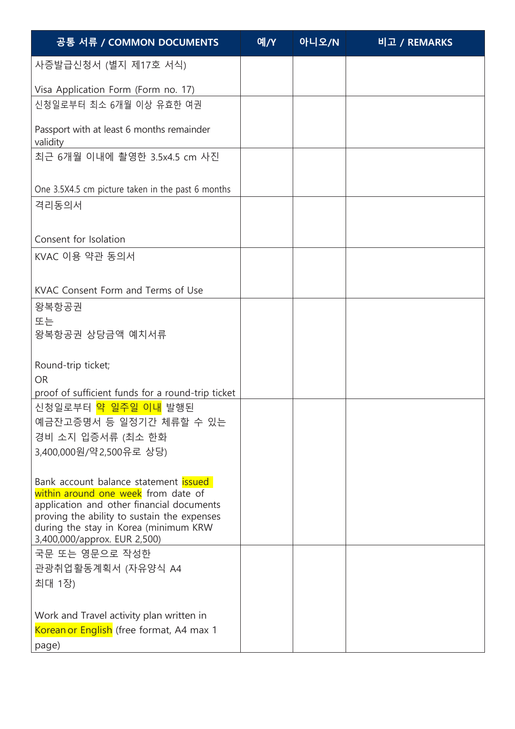| 공통 서류 / COMMON DOCUMENTS | 예/Y | 아니오/N | 비고 / REMARKS |
|---|---|---|---|
| 사증발급신청서 (별지 제17호 서식)<br><br>Visa Application Form (Form no. 17) | | | |
| 신청일로부터 최소 6개월 이상 유효한 여권<br><br>Passport with at least 6 months remainder validity | | | |
| 최근 6개월 이내에 촬영한 3.5x4.5 cm 사진<br><br>One 3.5X4.5 cm picture taken in the past 6 months | | | |
| 격리동의서<br><br>Consent for Isolation | | | |
| KVAC 이용 약관 동의서<br><br>KVAC Consent Form and Terms of Use | | | |
| 왕복항공권<br>또는<br>왕복항공권 상당금액 예치서류<br><br>Round-trip ticket;<br>OR<br>proof of sufficient funds for a round-trip ticket | | | |
| 신청일로부터 약 일주일 이내 발행된 예금잔고증명서 등 일정기간 체류할 수 있는 경비 소지 입증서류 (최소 한화 3,400,000원/약2,500유로 상당)<br><br>Bank account balance statement issued within around one week from date of application and other financial documents proving the ability to sustain the expenses during the stay in Korea (minimum KRW 3,400,000/approx. EUR 2,500) | | | |
| 국문 또는 영문으로 작성한 관광취업활동계획서 (자유양식 A4 최대 1장)<br><br>Work and Travel activity plan written in Korean or English (free format, A4 max 1 page) | | | |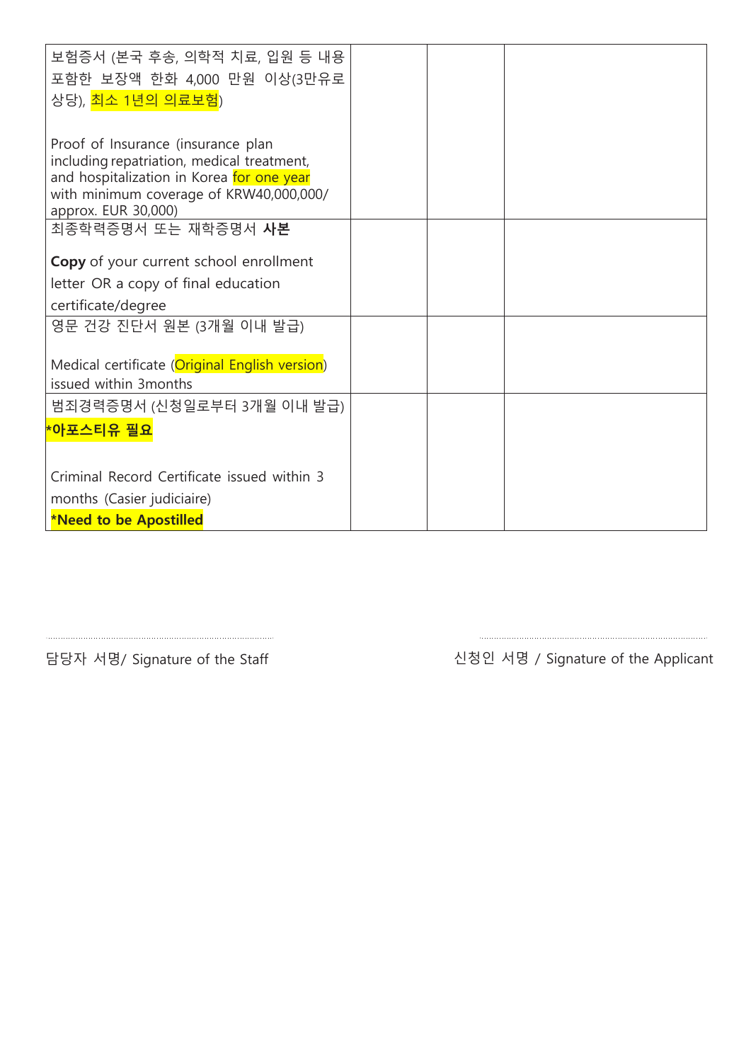| | | | |
|---|---|---|---|
| 보험증서 (본국 후송, 의학적 치료, 입원 등 내용 포함한 보장액 한화 4,000 만원 이상(3만유로 상당), 최소 1년의 의료보험)<br><br>Proof of Insurance (insurance plan including repatriation, medical treatment, and hospitalization in Korea for one year with minimum coverage of KRW40,000,000/ approx. EUR 30,000) | | | |
| 최종학력증명서 또는 재학증명서 **사본**<br><br>**Copy** of your current school enrollment letter OR a copy of final education certificate/degree | | | |
| 영문 건강 진단서 원본 (3개월 이내 발급)<br><br>Medical certificate (Original English version) issued within 3months | | | |
| 범죄경력증명서 (신청일로부터 3개월 이내 발급)<br>**\*아포스티유 필요**<br><br>Criminal Record Certificate issued within 3 months (Casier judiciaire)<br>**\*Need to be Apostilled** | | | |

담당자 서명/ Signature of the Staff

신청인 서명 / Signature of the Applicant